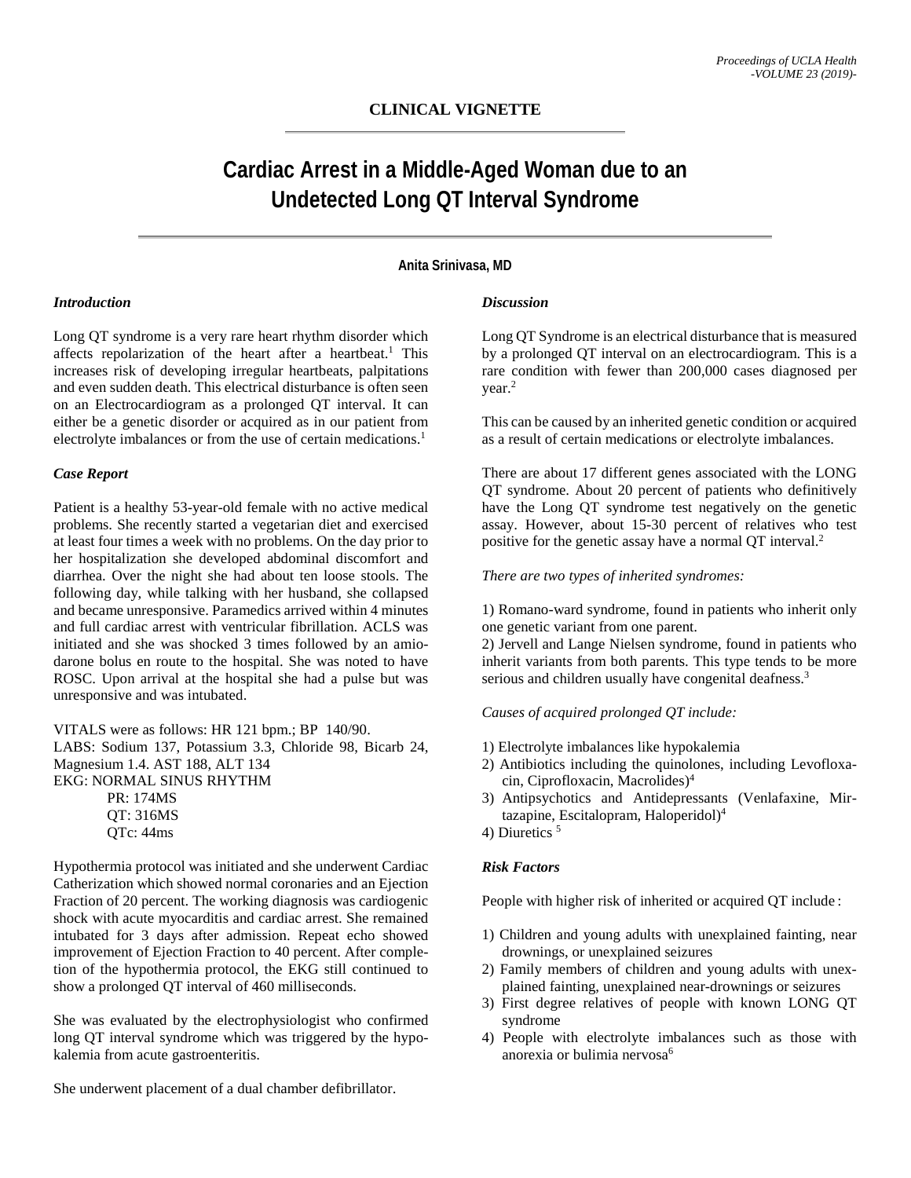## CLINICAL VIGNETTE

# Cardiac Arrest in a Middle-Aged Woman due to an Undetected Long QT Interval Syndrome

**Anita Srinivasa, MD**

### *Introduction*

Long QT syndrome is a very rare heart rhythm disorder which affects repolarization of the heart after a heartbeat.[1] This increases risk of developing irregular heartbeats, palpitations and even sudden death. This electrical disturbance is often seen on an Electrocardiogram as a prolonged QT interval. It can either be a genetic disorder or acquired as in our patient from electrolyte imbalances or from the use of certain medications.[1]

### *Case Report*

Patient is a healthy 53-year-old female with no active medical problems. She recently started a vegetarian diet and exercised at least four times a week with no problems. On the day prior to her hospitalization she developed abdominal discomfort and diarrhea. Over the night she had about ten loose stools. The following day, while talking with her husband, she collapsed and became unresponsive. Paramedics arrived within 4 minutes and full cardiac arrest with ventricular fibrillation. ACLS was initiated and she was shocked 3 times followed by an amiodarone bolus en route to the hospital. She was noted to have ROSC. Upon arrival at the hospital she had a pulse but was unresponsive and was intubated.

VITALS were as follows: HR 121 bpm.; BP 140/90.
LABS: Sodium 137, Potassium 3.3, Chloride 98, Bicarb 24, Magnesium 1.4. AST 188, ALT 134
EKG: NORMAL SINUS RHYTHM
PR: 174MS
QT: 316MS
QTc: 44ms

Hypothermia protocol was initiated and she underwent Cardiac Catherization which showed normal coronaries and an Ejection Fraction of 20 percent. The working diagnosis was cardiogenic shock with acute myocarditis and cardiac arrest. She remained intubated for 3 days after admission. Repeat echo showed improvement of Ejection Fraction to 40 percent. After completion of the hypothermia protocol, the EKG still continued to show a prolonged QT interval of 460 milliseconds.

She was evaluated by the electrophysiologist who confirmed long QT interval syndrome which was triggered by the hypokalemia from acute gastroenteritis.

She underwent placement of a dual chamber defibrillator.

### *Discussion*

Long QT Syndrome is an electrical disturbance that is measured by a prolonged QT interval on an electrocardiogram. This is a rare condition with fewer than 200,000 cases diagnosed per year.[2]

This can be caused by an inherited genetic condition or acquired as a result of certain medications or electrolyte imbalances.

There are about 17 different genes associated with the LONG QT syndrome. About 20 percent of patients who definitively have the Long QT syndrome test negatively on the genetic assay. However, about 15-30 percent of relatives who test positive for the genetic assay have a normal QT interval.[2]

*There are two types of inherited syndromes:*

1) Romano-ward syndrome, found in patients who inherit only one genetic variant from one parent.
2) Jervell and Lange Nielsen syndrome, found in patients who inherit variants from both parents. This type tends to be more serious and children usually have congenital deafness.[3]

*Causes of acquired prolonged QT include:*

1) Electrolyte imbalances like hypokalemia
2) Antibiotics including the quinolones, including Levofloxacin, Ciprofloxacin, Macrolides)[4]
3) Antipsychotics and Antidepressants (Venlafaxine, Mirtazapine, Escitalopram, Haloperidol)[4]
4) Diuretics [5]

### *Risk Factors*

People with higher risk of inherited or acquired QT include :

1) Children and young adults with unexplained fainting, near drownings, or unexplained seizures
2) Family members of children and young adults with unexplained fainting, unexplained near-drownings or seizures
3) First degree relatives of people with known LONG QT syndrome
4) People with electrolyte imbalances such as those with anorexia or bulimia nervosa[6]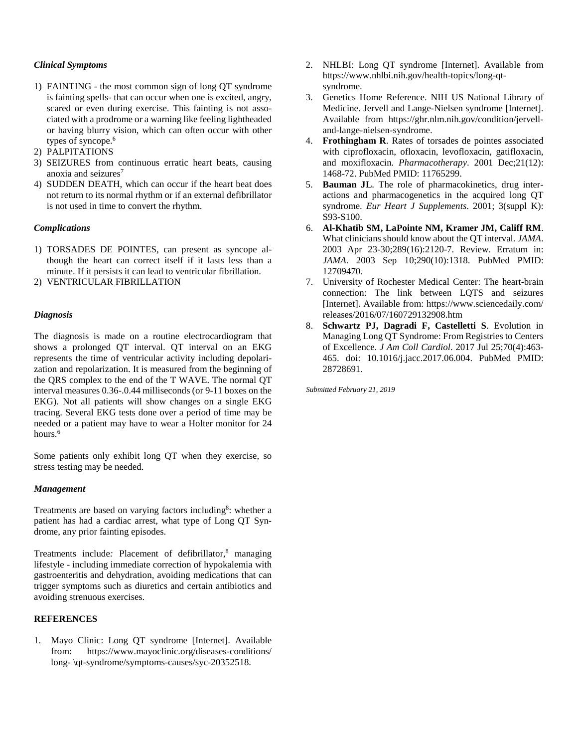### *Clinical Symptoms*

1) FAINTING - the most common sign of long QT syndrome is fainting spells- that can occur when one is excited, angry, scared or even during exercise. This fainting is not associated with a prodrome or a warning like feeling lightheaded or having blurry vision, which can often occur with other types of syncope.[6]
2) PALPITATIONS
3) SEIZURES from continuous erratic heart beats, causing anoxia and seizures[7]
4) SUDDEN DEATH, which can occur if the heart beat does not return to its normal rhythm or if an external defibrillator is not used in time to convert the rhythm.

### *Complications*

1) TORSADES DE POINTES, can present as syncope although the heart can correct itself if it lasts less than a minute. If it persists it can lead to ventricular fibrillation.
2) VENTRICULAR FIBRILLATION

### *Diagnosis*

The diagnosis is made on a routine electrocardiogram that shows a prolonged QT interval. QT interval on an EKG represents the time of ventricular activity including depolarization and repolarization. It is measured from the beginning of the QRS complex to the end of the T WAVE. The normal QT interval measures 0.36-.0.44 milliseconds (or 9-11 boxes on the EKG). Not all patients will show changes on a single EKG tracing. Several EKG tests done over a period of time may be needed or a patient may have to wear a Holter monitor for 24 hours.[6]

Some patients only exhibit long QT when they exercise, so stress testing may be needed.

### *Management*

Treatments are based on varying factors including[8]: whether a patient has had a cardiac arrest, what type of Long QT Syndrome, any prior fainting episodes.

Treatments include*:* Placement of defibrillator,[8] managing lifestyle - including immediate correction of hypokalemia with gastroenteritis and dehydration, avoiding medications that can trigger symptoms such as diuretics and certain antibiotics and avoiding strenuous exercises.

## REFERENCES

1. Mayo Clinic: Long QT syndrome [Internet]. Available from: https://www.mayoclinic.org/diseases-conditions/long- \qt-syndrome/symptoms-causes/syc-20352518.
2. NHLBI: Long QT syndrome [Internet]. Available from https://www.nhlbi.nih.gov/health-topics/long-qt-syndrome.
3. Genetics Home Reference. NIH US National Library of Medicine. Jervell and Lange-Nielsen syndrome [Internet]. Available from https://ghr.nlm.nih.gov/condition/jervell-and-lange-nielsen-syndrome.
4. **Frothingham R**. Rates of torsades de pointes associated with ciprofloxacin, ofloxacin, levofloxacin, gatifloxacin, and moxifloxacin. *Pharmacotherapy*. 2001 Dec;21(12): 1468-72. PubMed PMID: 11765299.
5. **Bauman JL**. The role of pharmacokinetics, drug interactions and pharmacogenetics in the acquired long QT syndrome. *Eur Heart J Supplements*. 2001; 3(suppl K): S93-S100.
6. **Al-Khatib SM, LaPointe NM, Kramer JM, Califf RM**. What clinicians should know about the QT interval. *JAMA*. 2003 Apr 23-30;289(16):2120-7. Review. Erratum in: *JAMA*. 2003 Sep 10;290(10):1318. PubMed PMID: 12709470.
7. University of Rochester Medical Center: The heart-brain connection: The link between LQTS and seizures [Internet]. Available from: https://www.sciencedaily.com/releases/2016/07/160729132908.htm
8. **Schwartz PJ, Dagradi F, Castelletti S**. Evolution in Managing Long QT Syndrome: From Registries to Centers of Excellence. *J Am Coll Cardiol*. 2017 Jul 25;70(4):463-465. doi: 10.1016/j.jacc.2017.06.004. PubMed PMID: 28728691.

*Submitted February 21, 2019*